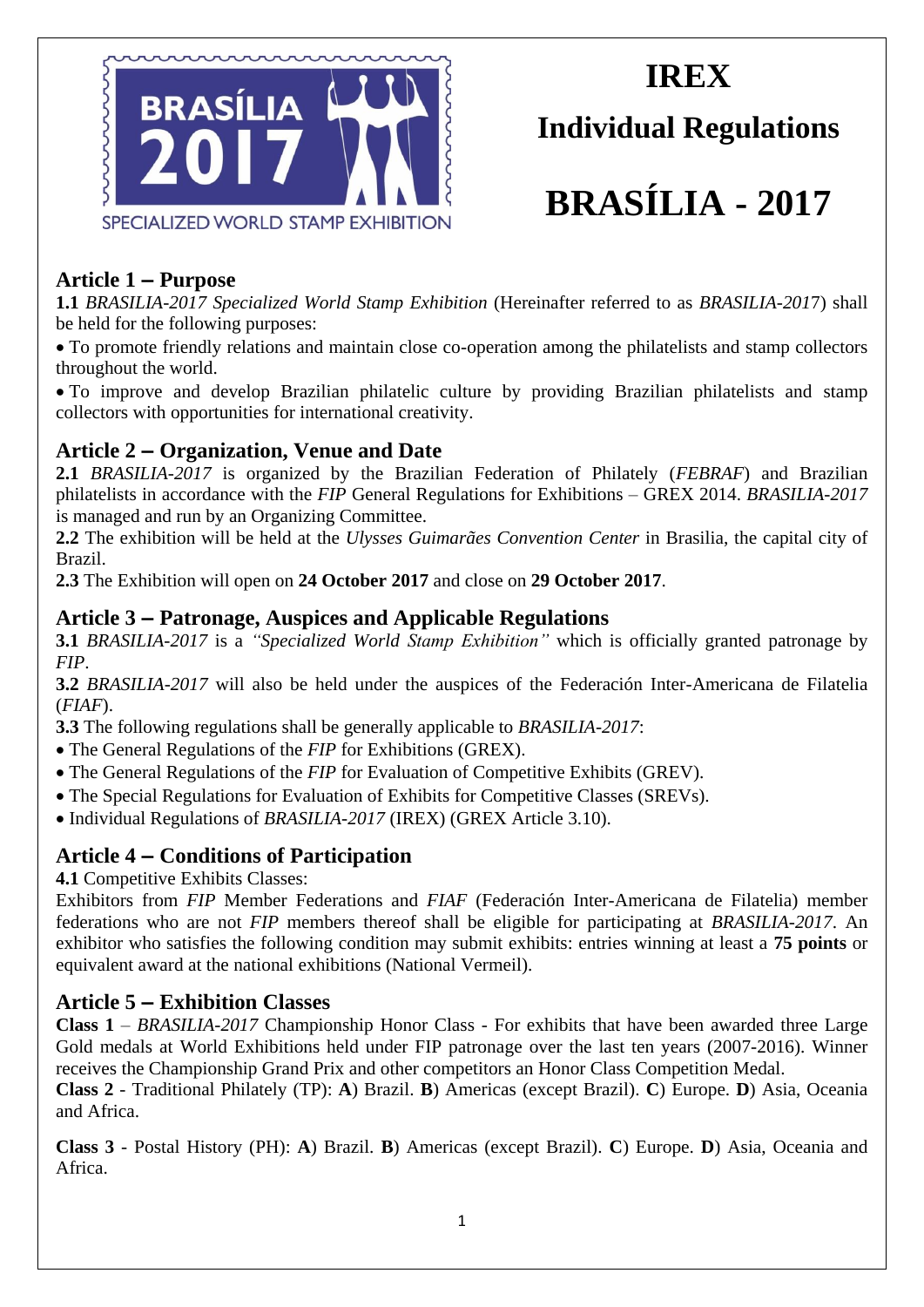# IREX

## Individual Regulations

# BRASÍLIA - 2017

### Article 1 – Purpose

**1.1** *BRASILIA-2017 Specialized World Stamp Exhibition* (Hereinafter referred to as *BRASILIA-201*7) shall be held for the following purposes:

- To promote friendly relations and maintain close co-operation among the philatelists and stamp collectors throughout the world.
- To improve and develop Brazilian philatelic culture by providing Brazilian philatelists and stamp collectors with opportunities for international creativity.

### Article 2 – Organization, Venue and Date

**2.1** *BRASILIA-2017* is organized by the Brazilian Federation of Philately (*FEBRAF*) and Brazilian philatelists in accordance with the *FIP* General Regulations for Exhibitions – GREX 2014. *BRASILIA-2017* is managed and run by an Organizing Committee.

**2.2** The exhibition will be held at the *Ulysses Guimarães Convention Center* in Brasilia, the capital city of Brazil.

**2.3** The Exhibition will open on **24 October 2017** and close on **29 October 2017**.

### Article 3 – Patronage, Auspices and Applicable Regulations

**3.1** *BRASILIA-2017* is a *"Specialized World Stamp Exhibition"* which is officially granted patronage by *FIP*.

**3.2** *BRASILIA-2017* will also be held under the auspices of the Federación Inter-Americana de Filatelia (*FIAF*).

**3.3** The following regulations shall be generally applicable to *BRASILIA-2017*:

- The General Regulations of the *FIP* for Exhibitions (GREX).
- The General Regulations of the *FIP* for Evaluation of Competitive Exhibits (GREV).
- The Special Regulations for Evaluation of Exhibits for Competitive Classes (SREVs).
- Individual Regulations of *BRASILIA-2017* (IREX) (GREX Article 3.10).

### Article 4 – Conditions of Participation

**4.1** Competitive Exhibits Classes:

Exhibitors from *FIP* Member Federations and *FIAF* (Federación Inter-Americana de Filatelia) member federations who are not *FIP* members thereof shall be eligible for participating at *BRASILIA-2017*. An exhibitor who satisfies the following condition may submit exhibits: entries winning at least a **75 points** or equivalent award at the national exhibitions (National Vermeil).

### Article 5 – Exhibition Classes

**Class 1** – *BRASILIA-2017* Championship Honor Class - For exhibits that have been awarded three Large Gold medals at World Exhibitions held under FIP patronage over the last ten years (2007-2016). Winner receives the Championship Grand Prix and other competitors an Honor Class Competition Medal.

**Class 2** - Traditional Philately (TP): **A**) Brazil. **B**) Americas (except Brazil). **C**) Europe. **D**) Asia, Oceania and Africa.

**Class 3** - Postal History (PH): **A**) Brazil. **B**) Americas (except Brazil). **C**) Europe. **D**) Asia, Oceania and Africa.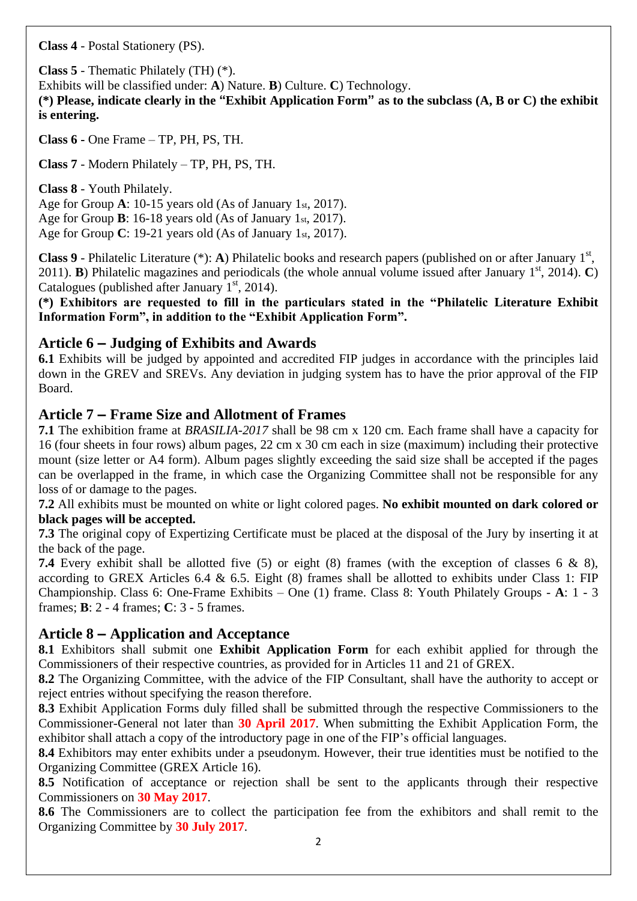**Class 4** - Postal Stationery (PS).

**Class 5** - Thematic Philately (TH) (*).
Exhibits will be classified under: **A**) Nature. **B**) Culture. **C**) Technology.
**(*) Please, indicate clearly in the "Exhibit Application Form" as to the subclass (A, B or C) the exhibit is entering.**

**Class 6** - One Frame – TP, PH, PS, TH.

**Class 7** - Modern Philately – TP, PH, PS, TH.

**Class 8** - Youth Philately.
Age for Group **A**: 10-15 years old (As of January 1st, 2017).
Age for Group **B**: 16-18 years old (As of January 1st, 2017).
Age for Group **C**: 19-21 years old (As of January 1st, 2017).

**Class 9** - Philatelic Literature (*): **A**) Philatelic books and research papers (published on or after January 1st, 2011). **B**) Philatelic magazines and periodicals (the whole annual volume issued after January 1st, 2014). **C**) Catalogues (published after January 1st, 2014).
**(*) Exhibitors are requested to fill in the particulars stated in the "Philatelic Literature Exhibit Information Form", in addition to the "Exhibit Application Form".**

## Article 6 – Judging of Exhibits and Awards

**6.1** Exhibits will be judged by appointed and accredited FIP judges in accordance with the principles laid down in the GREV and SREVs. Any deviation in judging system has to have the prior approval of the FIP Board.

## Article 7 – Frame Size and Allotment of Frames

**7.1** The exhibition frame at *BRASILIA-2017* shall be 98 cm x 120 cm. Each frame shall have a capacity for 16 (four sheets in four rows) album pages, 22 cm x 30 cm each in size (maximum) including their protective mount (size letter or A4 form). Album pages slightly exceeding the said size shall be accepted if the pages can be overlapped in the frame, in which case the Organizing Committee shall not be responsible for any loss of or damage to the pages.
**7.2** All exhibits must be mounted on white or light colored pages. **No exhibit mounted on dark colored or black pages will be accepted.**
**7.3** The original copy of Expertizing Certificate must be placed at the disposal of the Jury by inserting it at the back of the page.
**7.4** Every exhibit shall be allotted five (5) or eight (8) frames (with the exception of classes 6 & 8), according to GREX Articles 6.4 & 6.5. Eight (8) frames shall be allotted to exhibits under Class 1: FIP Championship. Class 6: One-Frame Exhibits – One (1) frame. Class 8: Youth Philately Groups - **A**: 1 - 3 frames; **B**: 2 - 4 frames; **C**: 3 - 5 frames.

## Article 8 – Application and Acceptance

**8.1** Exhibitors shall submit one **Exhibit Application Form** for each exhibit applied for through the Commissioners of their respective countries, as provided for in Articles 11 and 21 of GREX.
**8.2** The Organizing Committee, with the advice of the FIP Consultant, shall have the authority to accept or reject entries without specifying the reason therefore.
**8.3** Exhibit Application Forms duly filled shall be submitted through the respective Commissioners to the Commissioner-General not later than **30 April 2017**. When submitting the Exhibit Application Form, the exhibitor shall attach a copy of the introductory page in one of the FIP's official languages.
**8.4** Exhibitors may enter exhibits under a pseudonym. However, their true identities must be notified to the Organizing Committee (GREX Article 16).
**8.5** Notification of acceptance or rejection shall be sent to the applicants through their respective Commissioners on **30 May 2017**.
**8.6** The Commissioners are to collect the participation fee from the exhibitors and shall remit to the Organizing Committee by **30 July 2017**.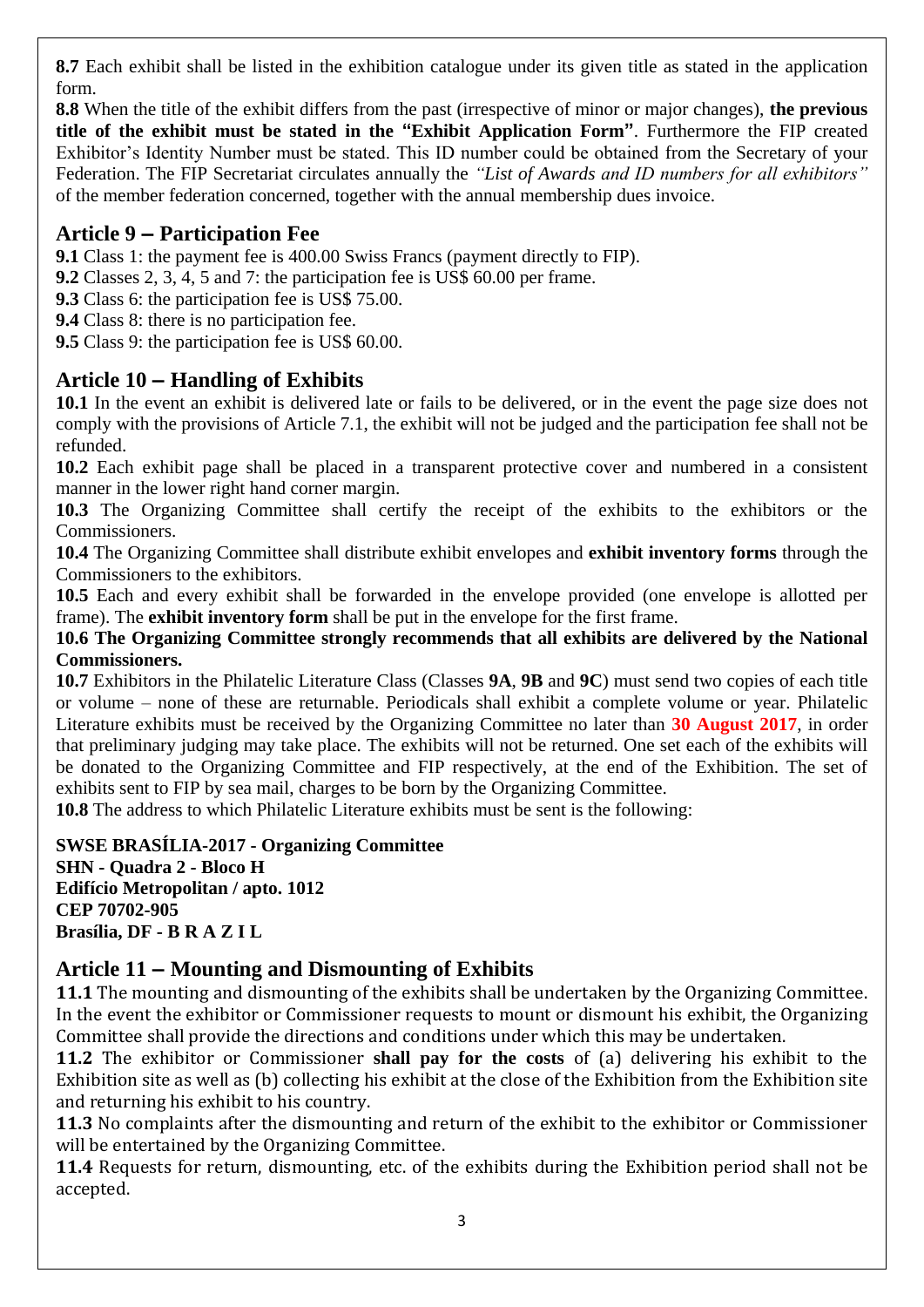**8.7** Each exhibit shall be listed in the exhibition catalogue under its given title as stated in the application form.

**8.8** When the title of the exhibit differs from the past (irrespective of minor or major changes), **the previous title of the exhibit must be stated in the "Exhibit Application Form"**. Furthermore the FIP created Exhibitor's Identity Number must be stated. This ID number could be obtained from the Secretary of your Federation. The FIP Secretariat circulates annually the *"List of Awards and ID numbers for all exhibitors"* of the member federation concerned, together with the annual membership dues invoice.

## Article 9 – Participation Fee

**9.1** Class 1: the payment fee is 400.00 Swiss Francs (payment directly to FIP).

**9.2** Classes 2, 3, 4, 5 and 7: the participation fee is US$ 60.00 per frame.

**9.3** Class 6: the participation fee is US$ 75.00.

**9.4** Class 8: there is no participation fee.

**9.5** Class 9: the participation fee is US$ 60.00.

## Article 10 – Handling of Exhibits

**10.1** In the event an exhibit is delivered late or fails to be delivered, or in the event the page size does not comply with the provisions of Article 7.1, the exhibit will not be judged and the participation fee shall not be refunded.

**10.2** Each exhibit page shall be placed in a transparent protective cover and numbered in a consistent manner in the lower right hand corner margin.

**10.3** The Organizing Committee shall certify the receipt of the exhibits to the exhibitors or the Commissioners.

**10.4** The Organizing Committee shall distribute exhibit envelopes and **exhibit inventory forms** through the Commissioners to the exhibitors.

**10.5** Each and every exhibit shall be forwarded in the envelope provided (one envelope is allotted per frame). The **exhibit inventory form** shall be put in the envelope for the first frame.

**10.6 The Organizing Committee strongly recommends that all exhibits are delivered by the National Commissioners.**

**10.7** Exhibitors in the Philatelic Literature Class (Classes **9A**, **9B** and **9C**) must send two copies of each title or volume – none of these are returnable. Periodicals shall exhibit a complete volume or year. Philatelic Literature exhibits must be received by the Organizing Committee no later than **30 August 2017**, in order that preliminary judging may take place. The exhibits will not be returned. One set each of the exhibits will be donated to the Organizing Committee and FIP respectively, at the end of the Exhibition. The set of exhibits sent to FIP by sea mail, charges to be born by the Organizing Committee.

**10.8** The address to which Philatelic Literature exhibits must be sent is the following:

**SWSE BRASÍLIA-2017 - Organizing Committee**
**SHN - Quadra 2 - Bloco H**
**Edifício Metropolitan / apto. 1012**
**CEP 70702-905**
**Brasília, DF - B R A Z I L**

## Article 11 – Mounting and Dismounting of Exhibits

**11.1** The mounting and dismounting of the exhibits shall be undertaken by the Organizing Committee. In the event the exhibitor or Commissioner requests to mount or dismount his exhibit, the Organizing Committee shall provide the directions and conditions under which this may be undertaken.

**11.2** The exhibitor or Commissioner **shall pay for the costs** of (a) delivering his exhibit to the Exhibition site as well as (b) collecting his exhibit at the close of the Exhibition from the Exhibition site and returning his exhibit to his country.

**11.3** No complaints after the dismounting and return of the exhibit to the exhibitor or Commissioner will be entertained by the Organizing Committee.

**11.4** Requests for return, dismounting, etc. of the exhibits during the Exhibition period shall not be accepted.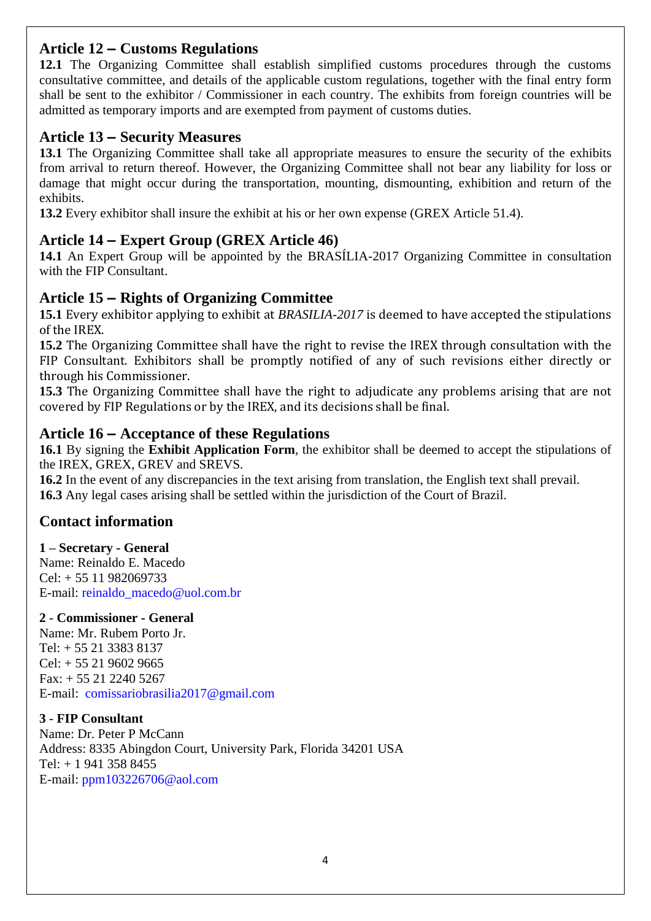## Article 12 – Customs Regulations

**12.1** The Organizing Committee shall establish simplified customs procedures through the customs consultative committee, and details of the applicable custom regulations, together with the final entry form shall be sent to the exhibitor / Commissioner in each country. The exhibits from foreign countries will be admitted as temporary imports and are exempted from payment of customs duties.

## Article 13 – Security Measures

**13.1** The Organizing Committee shall take all appropriate measures to ensure the security of the exhibits from arrival to return thereof. However, the Organizing Committee shall not bear any liability for loss or damage that might occur during the transportation, mounting, dismounting, exhibition and return of the exhibits.

**13.2** Every exhibitor shall insure the exhibit at his or her own expense (GREX Article 51.4).

## Article 14 – Expert Group (GREX Article 46)

**14.1** An Expert Group will be appointed by the BRASÍLIA-2017 Organizing Committee in consultation with the FIP Consultant.

## Article 15 – Rights of Organizing Committee

**15.1** Every exhibitor applying to exhibit at *BRASILIA-2017* is deemed to have accepted the stipulations of the IREX.

**15.2** The Organizing Committee shall have the right to revise the IREX through consultation with the FIP Consultant. Exhibitors shall be promptly notified of any of such revisions either directly or through his Commissioner.

**15.3** The Organizing Committee shall have the right to adjudicate any problems arising that are not covered by FIP Regulations or by the IREX, and its decisions shall be final.

## Article 16 – Acceptance of these Regulations

**16.1** By signing the **Exhibit Application Form**, the exhibitor shall be deemed to accept the stipulations of the IREX, GREX, GREV and SREVS.

**16.2** In the event of any discrepancies in the text arising from translation, the English text shall prevail.

**16.3** Any legal cases arising shall be settled within the jurisdiction of the Court of Brazil.

## Contact information

**1 – Secretary - General**
Name: Reinaldo E. Macedo
Cel: + 55 11 982069733
E-mail: reinaldo_macedo@uol.com.br

**2 - Commissioner - General**
Name: Mr. Rubem Porto Jr.
Tel: + 55 21 3383 8137
Cel: + 55 21 9602 9665
Fax: + 55 21 2240 5267
E-mail: comissariobrasilia2017@gmail.com

**3 - FIP Consultant**
Name: Dr. Peter P McCann
Address: 8335 Abingdon Court, University Park, Florida 34201 USA
Tel: + 1 941 358 8455
E-mail: ppm103226706@aol.com